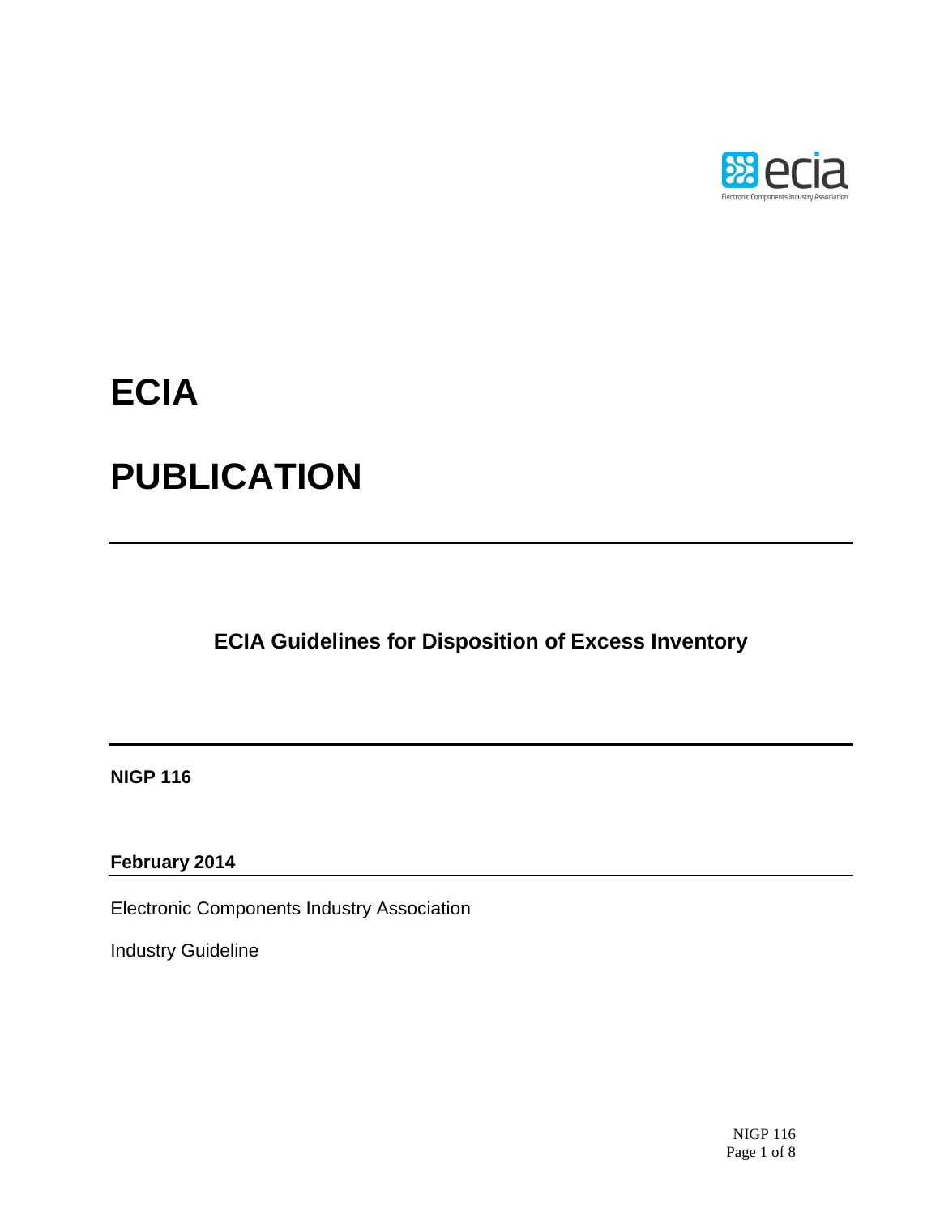# ECIA

# PUBLICATION

---

## ECIA Guidelines for Disposition of Excess Inventory

---

**NIGP 116**

**February 2014**

Electronic Components Industry Association

Industry Guideline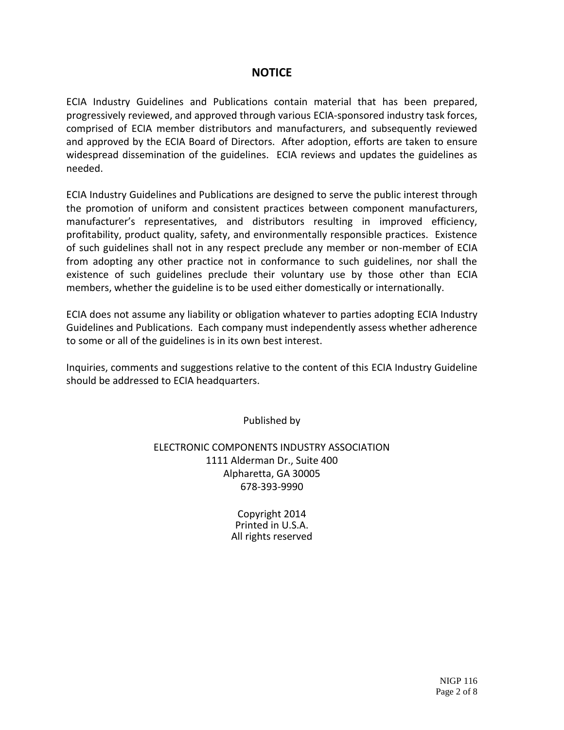## NOTICE

ECIA Industry Guidelines and Publications contain material that has been prepared, progressively reviewed, and approved through various ECIA-sponsored industry task forces, comprised of ECIA member distributors and manufacturers, and subsequently reviewed and approved by the ECIA Board of Directors. After adoption, efforts are taken to ensure widespread dissemination of the guidelines. ECIA reviews and updates the guidelines as needed.

ECIA Industry Guidelines and Publications are designed to serve the public interest through the promotion of uniform and consistent practices between component manufacturers, manufacturer's representatives, and distributors resulting in improved efficiency, profitability, product quality, safety, and environmentally responsible practices. Existence of such guidelines shall not in any respect preclude any member or non-member of ECIA from adopting any other practice not in conformance to such guidelines, nor shall the existence of such guidelines preclude their voluntary use by those other than ECIA members, whether the guideline is to be used either domestically or internationally.

ECIA does not assume any liability or obligation whatever to parties adopting ECIA Industry Guidelines and Publications. Each company must independently assess whether adherence to some or all of the guidelines is in its own best interest.

Inquiries, comments and suggestions relative to the content of this ECIA Industry Guideline should be addressed to ECIA headquarters.

Published by

ELECTRONIC COMPONENTS INDUSTRY ASSOCIATION
1111 Alderman Dr., Suite 400
Alpharetta, GA 30005
678-393-9990

Copyright 2014
Printed in U.S.A.
All rights reserved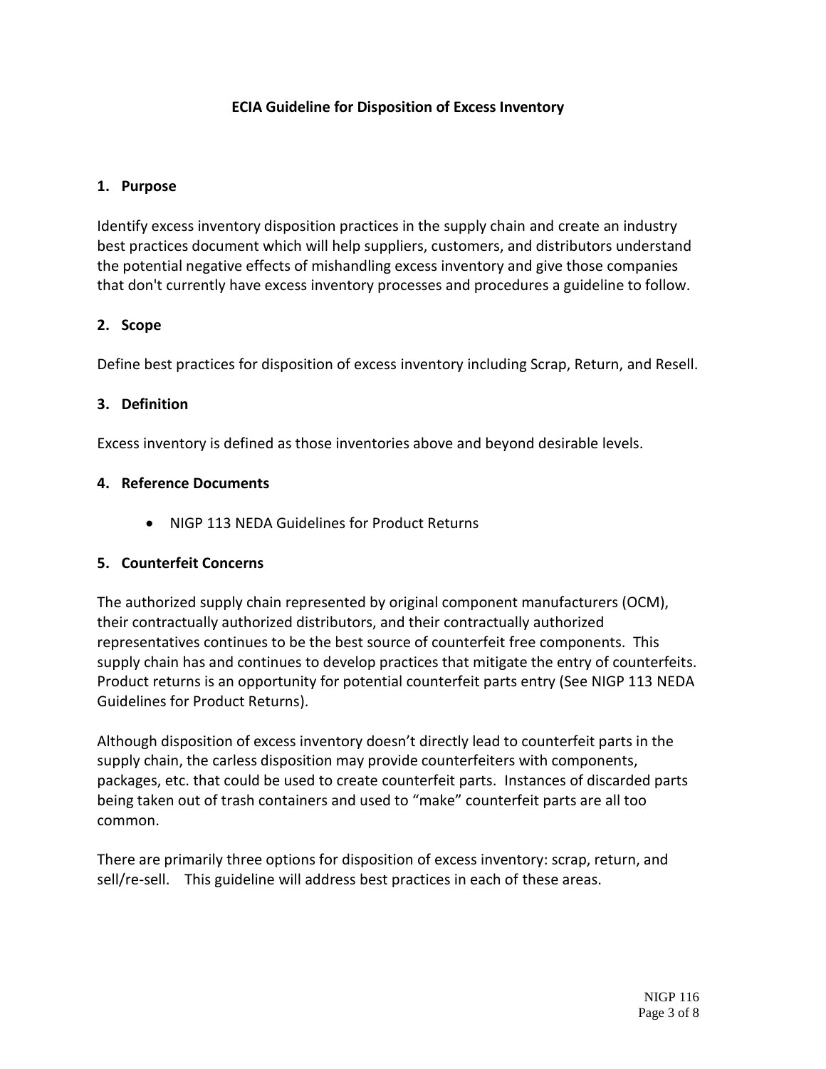# ECIA Guideline for Disposition of Excess Inventory

## 1. Purpose

Identify excess inventory disposition practices in the supply chain and create an industry best practices document which will help suppliers, customers, and distributors understand the potential negative effects of mishandling excess inventory and give those companies that don't currently have excess inventory processes and procedures a guideline to follow.

## 2. Scope

Define best practices for disposition of excess inventory including Scrap, Return, and Resell.

## 3. Definition

Excess inventory is defined as those inventories above and beyond desirable levels.

## 4. Reference Documents

- NIGP 113 NEDA Guidelines for Product Returns

## 5. Counterfeit Concerns

The authorized supply chain represented by original component manufacturers (OCM), their contractually authorized distributors, and their contractually authorized representatives continues to be the best source of counterfeit free components. This supply chain has and continues to develop practices that mitigate the entry of counterfeits. Product returns is an opportunity for potential counterfeit parts entry (See NIGP 113 NEDA Guidelines for Product Returns).

Although disposition of excess inventory doesn't directly lead to counterfeit parts in the supply chain, the carless disposition may provide counterfeiters with components, packages, etc. that could be used to create counterfeit parts. Instances of discarded parts being taken out of trash containers and used to "make" counterfeit parts are all too common.

There are primarily three options for disposition of excess inventory: scrap, return, and sell/re-sell. This guideline will address best practices in each of these areas.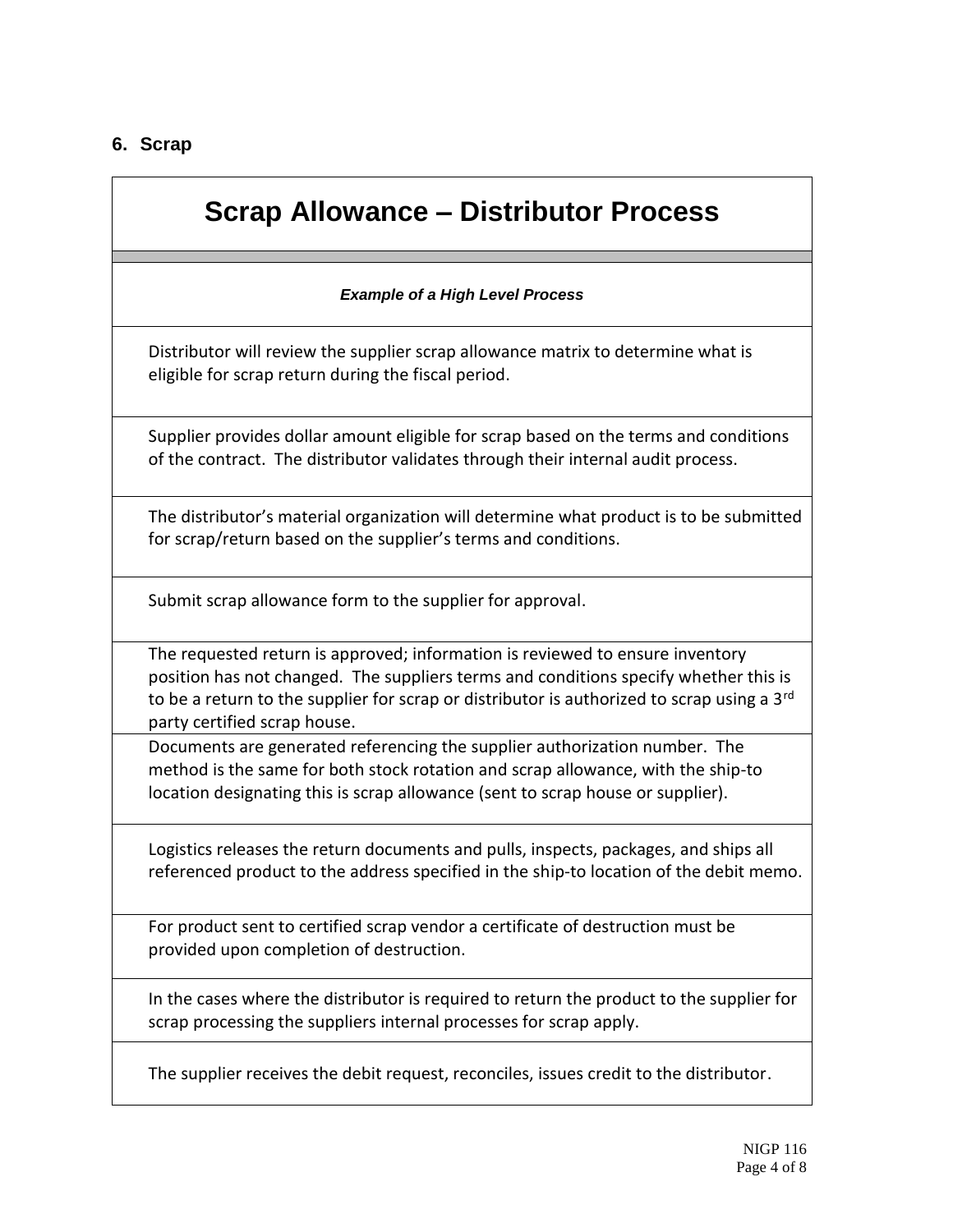## 6. Scrap

| Scrap Allowance – Distributor Process |
|---|
| ***Example of a High Level Process*** |
| Distributor will review the supplier scrap allowance matrix to determine what is eligible for scrap return during the fiscal period. |
| Supplier provides dollar amount eligible for scrap based on the terms and conditions of the contract. The distributor validates through their internal audit process. |
| The distributor's material organization will determine what product is to be submitted for scrap/return based on the supplier's terms and conditions. |
| Submit scrap allowance form to the supplier for approval. |
| The requested return is approved; information is reviewed to ensure inventory position has not changed. The suppliers terms and conditions specify whether this is to be a return to the supplier for scrap or distributor is authorized to scrap using a 3rd party certified scrap house. |
| Documents are generated referencing the supplier authorization number. The method is the same for both stock rotation and scrap allowance, with the ship-to location designating this is scrap allowance (sent to scrap house or supplier). |
| Logistics releases the return documents and pulls, inspects, packages, and ships all referenced product to the address specified in the ship-to location of the debit memo. |
| For product sent to certified scrap vendor a certificate of destruction must be provided upon completion of destruction. |
| In the cases where the distributor is required to return the product to the supplier for scrap processing the suppliers internal processes for scrap apply. |
| The supplier receives the debit request, reconciles, issues credit to the distributor. |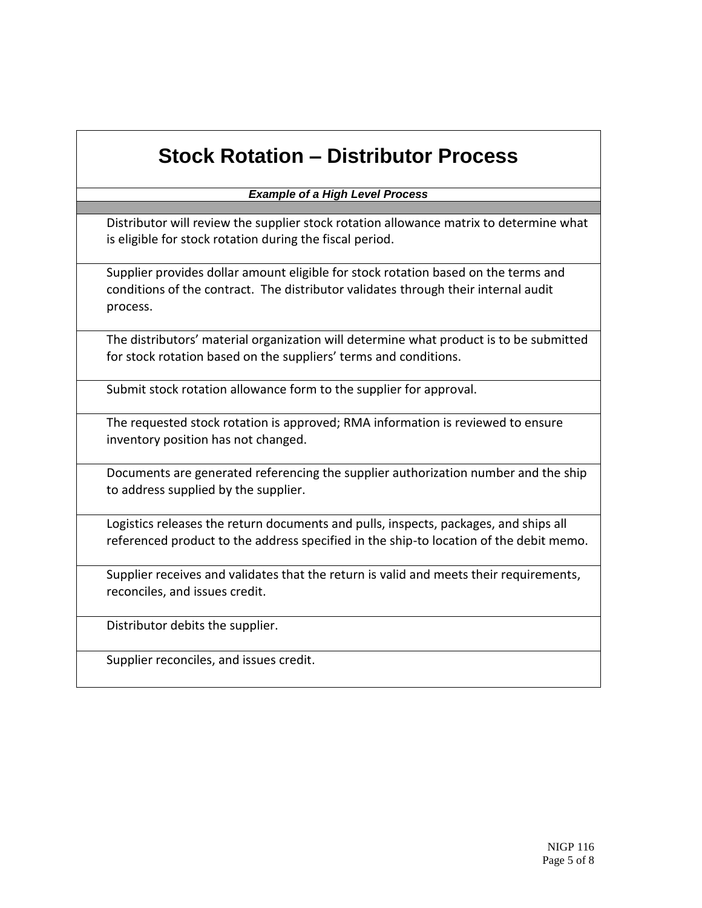# Stock Rotation – Distributor Process

| ***Example of a High Level Process*** |
|---|
| |
| Distributor will review the supplier stock rotation allowance matrix to determine what is eligible for stock rotation during the fiscal period. |
| Supplier provides dollar amount eligible for stock rotation based on the terms and conditions of the contract. The distributor validates through their internal audit process. |
| The distributors' material organization will determine what product is to be submitted for stock rotation based on the suppliers' terms and conditions. |
| Submit stock rotation allowance form to the supplier for approval. |
| The requested stock rotation is approved; RMA information is reviewed to ensure inventory position has not changed. |
| Documents are generated referencing the supplier authorization number and the ship to address supplied by the supplier. |
| Logistics releases the return documents and pulls, inspects, packages, and ships all referenced product to the address specified in the ship-to location of the debit memo. |
| Supplier receives and validates that the return is valid and meets their requirements, reconciles, and issues credit. |
| Distributor debits the supplier. |
| Supplier reconciles, and issues credit. |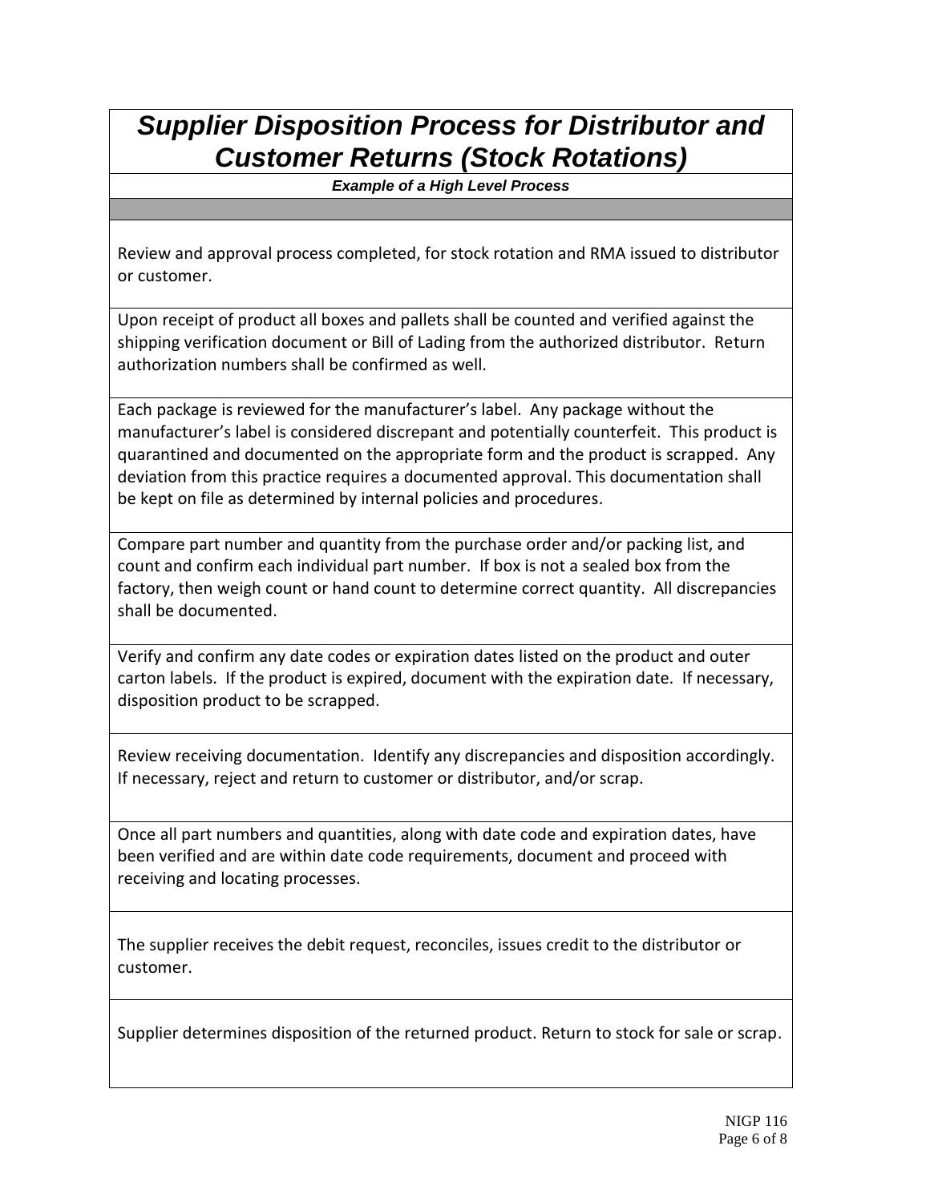# *Supplier Disposition Process for Distributor and Customer Returns (Stock Rotations)*

***Example of a High Level Process***

Review and approval process completed, for stock rotation and RMA issued to distributor or customer.

Upon receipt of product all boxes and pallets shall be counted and verified against the shipping verification document or Bill of Lading from the authorized distributor. Return authorization numbers shall be confirmed as well.

Each package is reviewed for the manufacturer's label. Any package without the manufacturer's label is considered discrepant and potentially counterfeit. This product is quarantined and documented on the appropriate form and the product is scrapped. Any deviation from this practice requires a documented approval. This documentation shall be kept on file as determined by internal policies and procedures.

Compare part number and quantity from the purchase order and/or packing list, and count and confirm each individual part number. If box is not a sealed box from the factory, then weigh count or hand count to determine correct quantity. All discrepancies shall be documented.

Verify and confirm any date codes or expiration dates listed on the product and outer carton labels. If the product is expired, document with the expiration date. If necessary, disposition product to be scrapped.

Review receiving documentation. Identify any discrepancies and disposition accordingly. If necessary, reject and return to customer or distributor, and/or scrap.

Once all part numbers and quantities, along with date code and expiration dates, have been verified and are within date code requirements, document and proceed with receiving and locating processes.

The supplier receives the debit request, reconciles, issues credit to the distributor or customer.

Supplier determines disposition of the returned product. Return to stock for sale or scrap.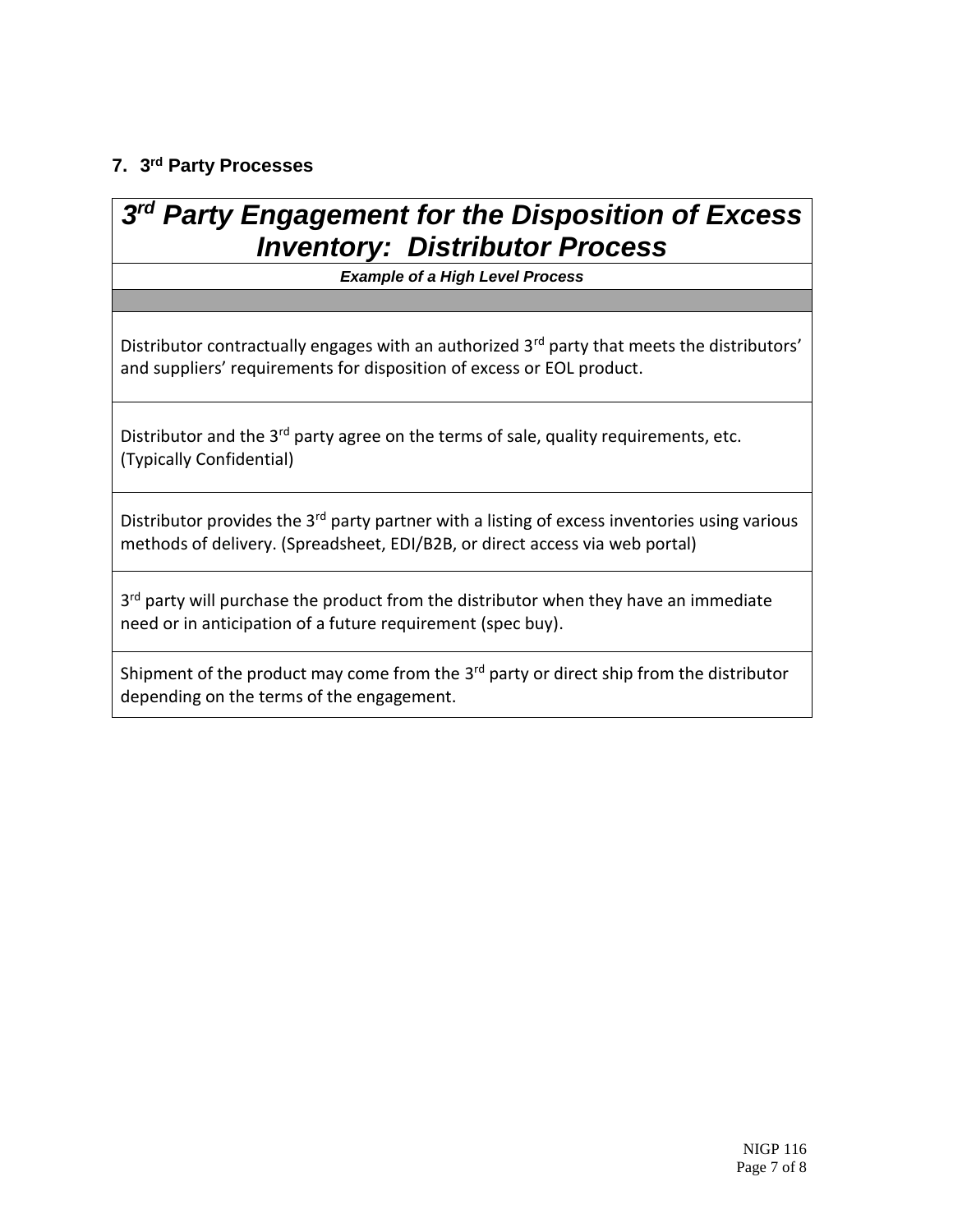## 7. 3rd Party Processes

| *3rd Party Engagement for the Disposition of Excess Inventory: Distributor Process* |
|---|
| ***Example of a High Level Process*** |
| |
| Distributor contractually engages with an authorized 3rd party that meets the distributors' and suppliers' requirements for disposition of excess or EOL product. |
| Distributor and the 3rd party agree on the terms of sale, quality requirements, etc. (Typically Confidential) |
| Distributor provides the 3rd party partner with a listing of excess inventories using various methods of delivery. (Spreadsheet, EDI/B2B, or direct access via web portal) |
| 3rd party will purchase the product from the distributor when they have an immediate need or in anticipation of a future requirement (spec buy). |
| Shipment of the product may come from the 3rd party or direct ship from the distributor depending on the terms of the engagement. |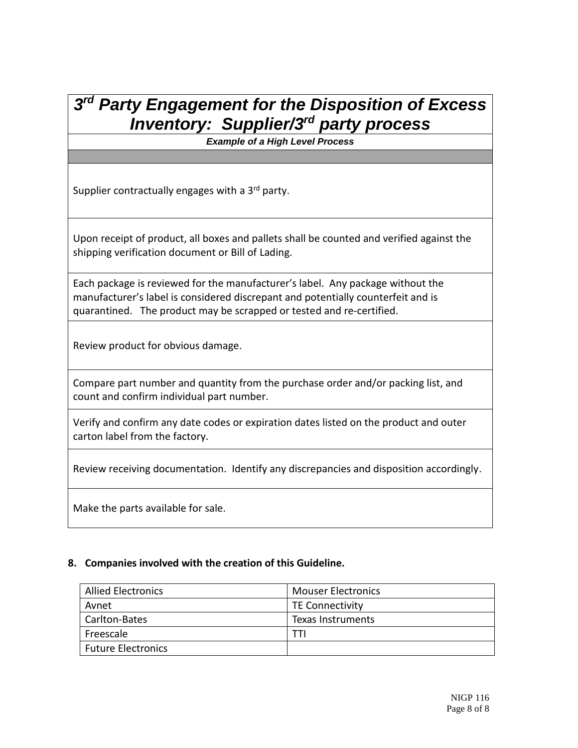| ***3rd Party Engagement for the Disposition of Excess Inventory: Supplier/3rd party process*** |
|---|
| ***Example of a High Level Process*** |
| |
| Supplier contractually engages with a 3rd party. |
| Upon receipt of product, all boxes and pallets shall be counted and verified against the shipping verification document or Bill of Lading. |
| Each package is reviewed for the manufacturer's label. Any package without the manufacturer's label is considered discrepant and potentially counterfeit and is quarantined. The product may be scrapped or tested and re-certified. |
| Review product for obvious damage. |
| Compare part number and quantity from the purchase order and/or packing list, and count and confirm individual part number. |
| Verify and confirm any date codes or expiration dates listed on the product and outer carton label from the factory. |
| Review receiving documentation. Identify any discrepancies and disposition accordingly. |
| Make the parts available for sale. |

**8. Companies involved with the creation of this Guideline.**

| | |
|---|---|
| Allied Electronics | Mouser Electronics |
| Avnet | TE Connectivity |
| Carlton-Bates | Texas Instruments |
| Freescale | TTI |
| Future Electronics | |